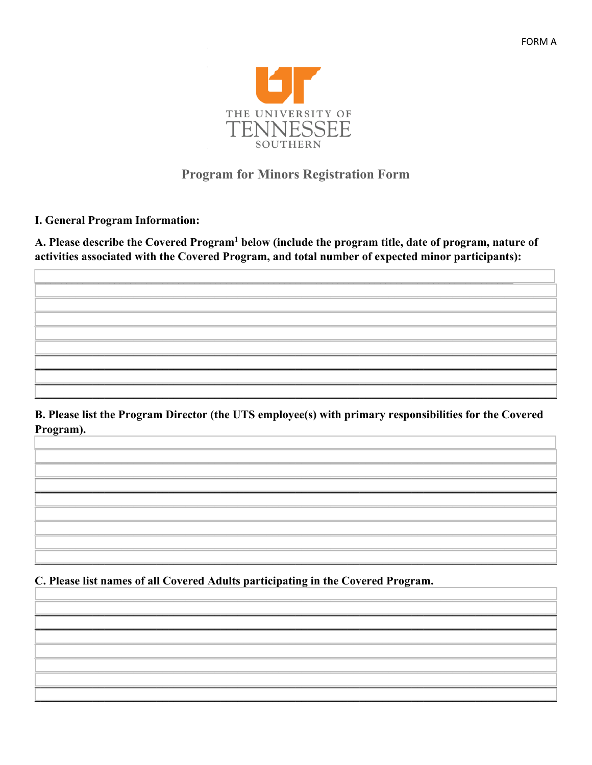FORM A

THE UNIVERSITY OF TENNESSEE SOUTHERN

# Program for Minors Registration Form

**I. General Program Information:**

**A. Please describe the Covered Program[1] below (include the program title, date of program, nature of activities associated with the Covered Program, and total number of expected minor participants):**

**B. Please list the Program Director (the UTS employee(s) with primary responsibilities for the Covered Program).**

**C. Please list names of all Covered Adults participating in the Covered Program.**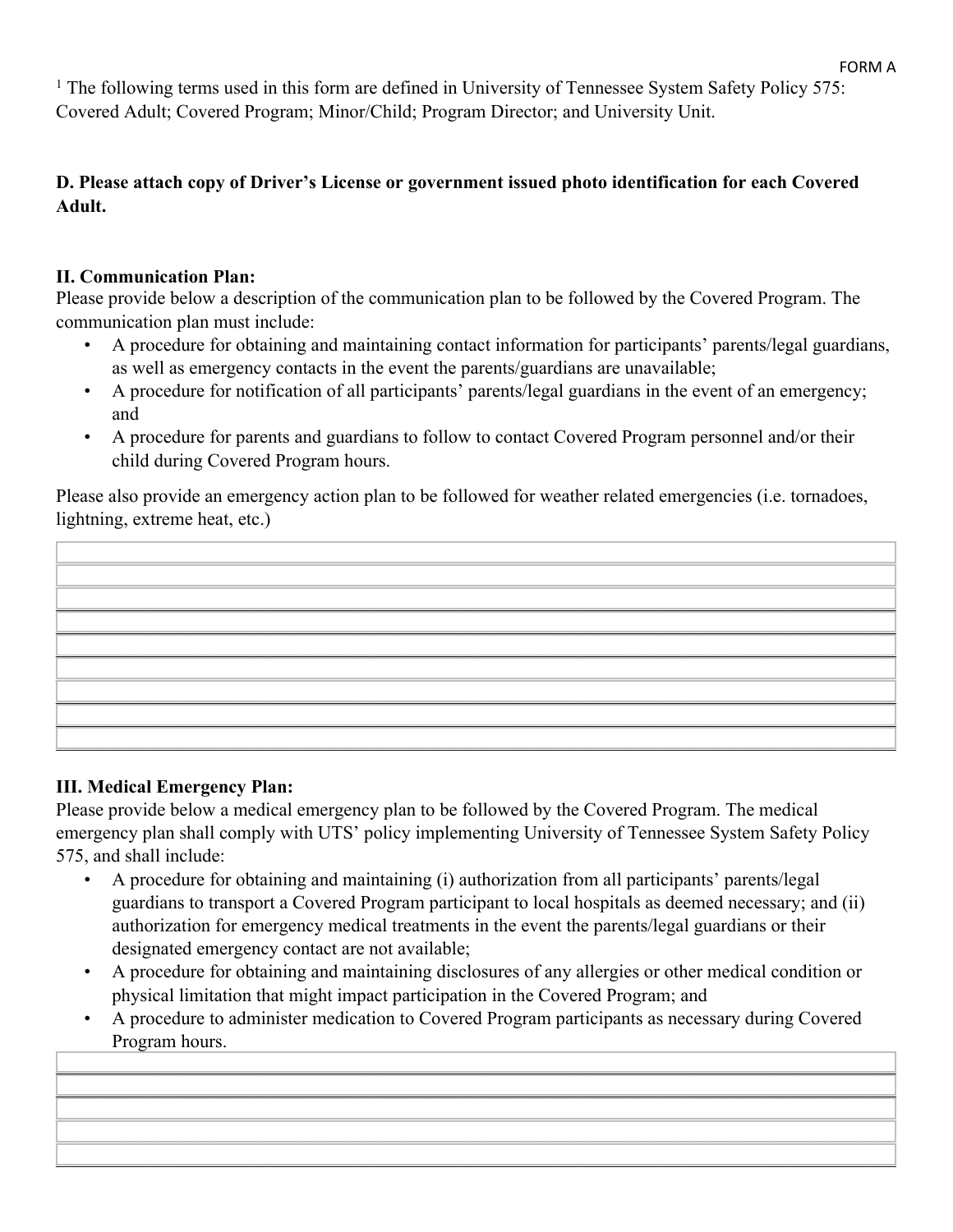[1] The following terms used in this form are defined in University of Tennessee System Safety Policy 575: Covered Adult; Covered Program; Minor/Child; Program Director; and University Unit.

**D. Please attach copy of Driver's License or government issued photo identification for each Covered Adult.**

**II. Communication Plan:**

Please provide below a description of the communication plan to be followed by the Covered Program. The communication plan must include:

- A procedure for obtaining and maintaining contact information for participants' parents/legal guardians, as well as emergency contacts in the event the parents/guardians are unavailable;
- A procedure for notification of all participants' parents/legal guardians in the event of an emergency; and
- A procedure for parents and guardians to follow to contact Covered Program personnel and/or their child during Covered Program hours.

Please also provide an emergency action plan to be followed for weather related emergencies (i.e. tornadoes, lightning, extreme heat, etc.)

**III. Medical Emergency Plan:**

Please provide below a medical emergency plan to be followed by the Covered Program. The medical emergency plan shall comply with UTS' policy implementing University of Tennessee System Safety Policy 575, and shall include:

- A procedure for obtaining and maintaining (i) authorization from all participants' parents/legal guardians to transport a Covered Program participant to local hospitals as deemed necessary; and (ii) authorization for emergency medical treatments in the event the parents/legal guardians or their designated emergency contact are not available;
- A procedure for obtaining and maintaining disclosures of any allergies or other medical condition or physical limitation that might impact participation in the Covered Program; and
- A procedure to administer medication to Covered Program participants as necessary during Covered Program hours.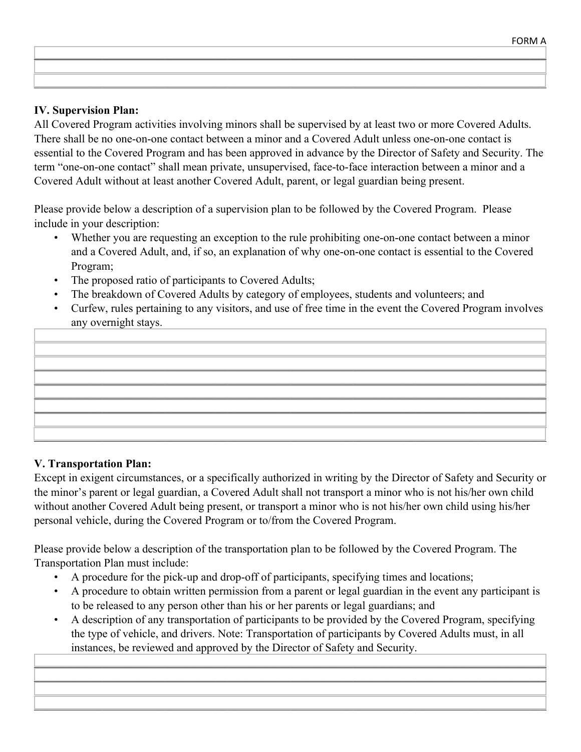FORM A

## IV. Supervision Plan:

All Covered Program activities involving minors shall be supervised by at least two or more Covered Adults. There shall be no one-on-one contact between a minor and a Covered Adult unless one-on-one contact is essential to the Covered Program and has been approved in advance by the Director of Safety and Security. The term "one-on-one contact" shall mean private, unsupervised, face-to-face interaction between a minor and a Covered Adult without at least another Covered Adult, parent, or legal guardian being present.

Please provide below a description of a supervision plan to be followed by the Covered Program. Please include in your description:

- Whether you are requesting an exception to the rule prohibiting one-on-one contact between a minor and a Covered Adult, and, if so, an explanation of why one-on-one contact is essential to the Covered Program;
- The proposed ratio of participants to Covered Adults;
- The breakdown of Covered Adults by category of employees, students and volunteers; and
- Curfew, rules pertaining to any visitors, and use of free time in the event the Covered Program involves any overnight stays.

## V. Transportation Plan:

Except in exigent circumstances, or a specifically authorized in writing by the Director of Safety and Security or the minor's parent or legal guardian, a Covered Adult shall not transport a minor who is not his/her own child without another Covered Adult being present, or transport a minor who is not his/her own child using his/her personal vehicle, during the Covered Program or to/from the Covered Program.

Please provide below a description of the transportation plan to be followed by the Covered Program. The Transportation Plan must include:

- A procedure for the pick-up and drop-off of participants, specifying times and locations;
- A procedure to obtain written permission from a parent or legal guardian in the event any participant is to be released to any person other than his or her parents or legal guardians; and
- A description of any transportation of participants to be provided by the Covered Program, specifying the type of vehicle, and drivers. Note: Transportation of participants by Covered Adults must, in all instances, be reviewed and approved by the Director of Safety and Security.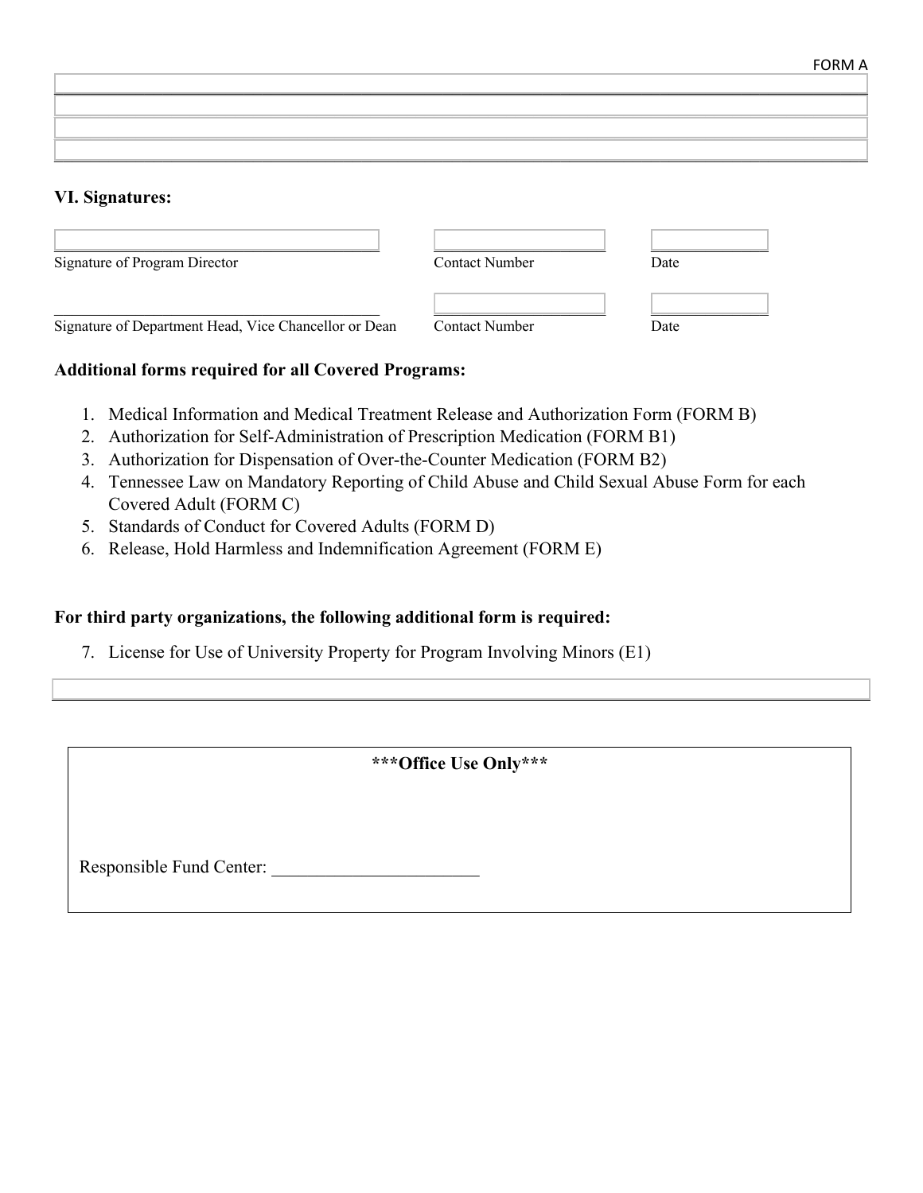## VI. Signatures:

| | | |
|---|---|---|
| Signature of Program Director | Contact Number | Date |
| Signature of Department Head, Vice Chancellor or Dean | Contact Number | Date |

**Additional forms required for all Covered Programs:**

1. Medical Information and Medical Treatment Release and Authorization Form (FORM B)
2. Authorization for Self-Administration of Prescription Medication (FORM B1)
3. Authorization for Dispensation of Over-the-Counter Medication (FORM B2)
4. Tennessee Law on Mandatory Reporting of Child Abuse and Child Sexual Abuse Form for each Covered Adult (FORM C)
5. Standards of Conduct for Covered Adults (FORM D)
6. Release, Hold Harmless and Indemnification Agreement (FORM E)

**For third party organizations, the following additional form is required:**

7. License for Use of University Property for Program Involving Minors (E1)

**\*\*\*Office Use Only\*\*\***

Responsible Fund Center: ______________________